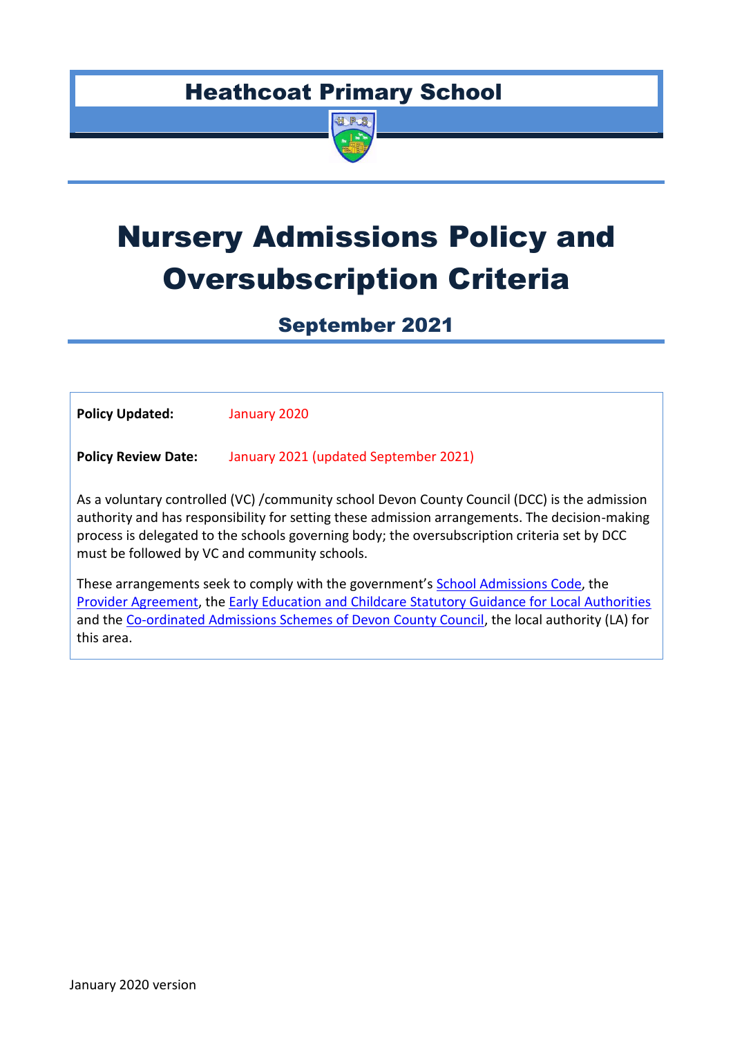# Heathcoat Primary School

# Nursery Admissions Policy and Oversubscription Criteria

## September 2021

**Policy Updated:** January 2020

**Policy Review Date:** January 2021 (updated September 2021)

As a voluntary controlled (VC) /community school Devon County Council (DCC) is the admission authority and has responsibility for setting these admission arrangements. The decision-making process is delegated to the schools governing body; the oversubscription criteria set by DCC must be followed by VC and community schools.

These arrangements seek to comply with the government's School Admissions Code, the Provider Agreement, the Early Education and Childcare Statutory Guidance for Local Authorities and the Co-ordinated Admissions Schemes of Devon County Council, the local authority (LA) for this area.

January 2020 version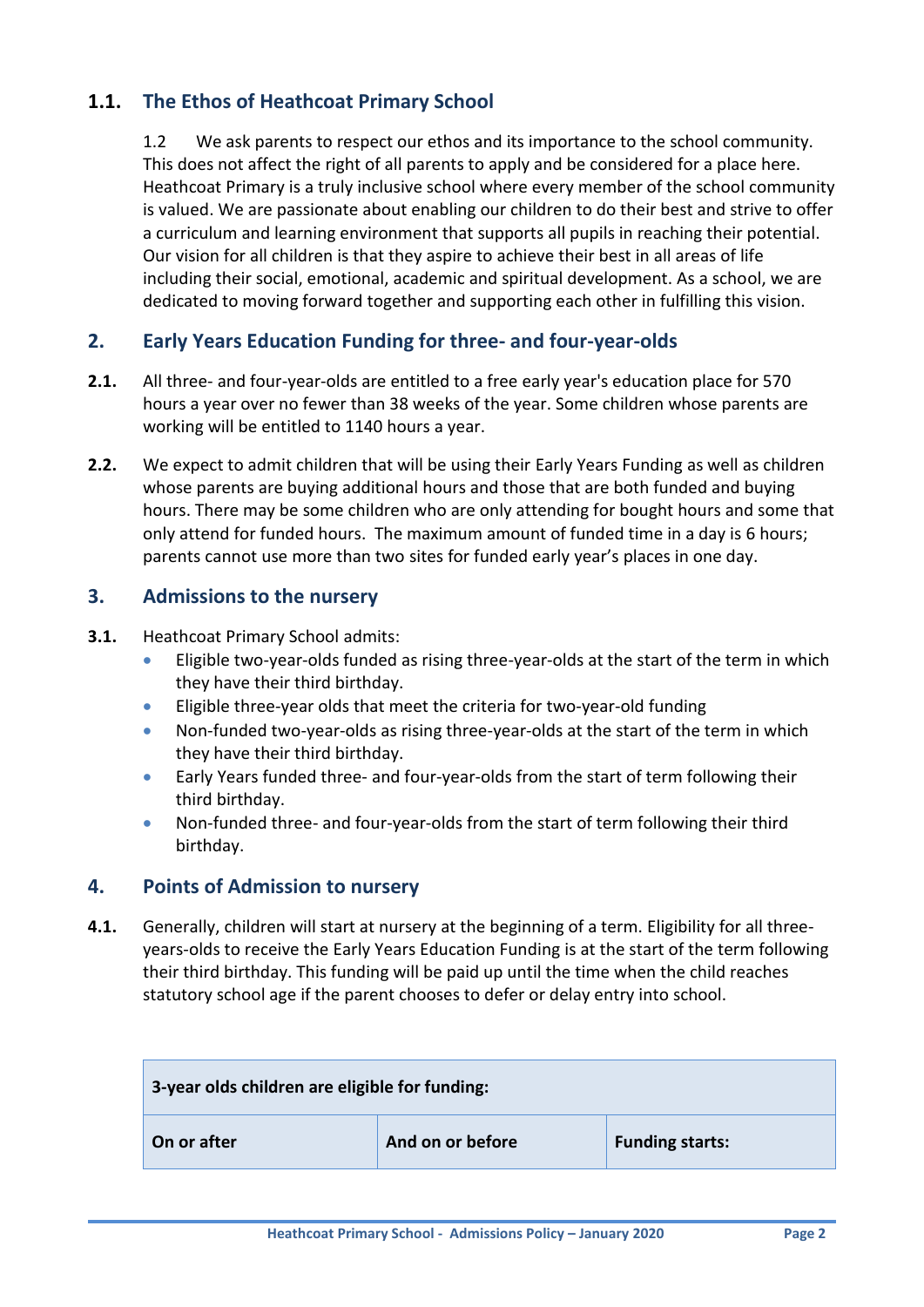## 1.1. The Ethos of Heathcoat Primary School

1.2 We ask parents to respect our ethos and its importance to the school community. This does not affect the right of all parents to apply and be considered for a place here. Heathcoat Primary is a truly inclusive school where every member of the school community is valued. We are passionate about enabling our children to do their best and strive to offer a curriculum and learning environment that supports all pupils in reaching their potential. Our vision for all children is that they aspire to achieve their best in all areas of life including their social, emotional, academic and spiritual development. As a school, we are dedicated to moving forward together and supporting each other in fulfilling this vision.

## 2. Early Years Education Funding for three- and four-year-olds

**2.1.** All three- and four-year-olds are entitled to a free early year's education place for 570 hours a year over no fewer than 38 weeks of the year. Some children whose parents are working will be entitled to 1140 hours a year.

**2.2.** We expect to admit children that will be using their Early Years Funding as well as children whose parents are buying additional hours and those that are both funded and buying hours. There may be some children who are only attending for bought hours and some that only attend for funded hours. The maximum amount of funded time in a day is 6 hours; parents cannot use more than two sites for funded early year's places in one day.

## 3. Admissions to the nursery

**3.1.** Heathcoat Primary School admits:

- Eligible two-year-olds funded as rising three-year-olds at the start of the term in which they have their third birthday.
- Eligible three-year olds that meet the criteria for two-year-old funding
- Non-funded two-year-olds as rising three-year-olds at the start of the term in which they have their third birthday.
- Early Years funded three- and four-year-olds from the start of term following their third birthday.
- Non-funded three- and four-year-olds from the start of term following their third birthday.

## 4. Points of Admission to nursery

**4.1.** Generally, children will start at nursery at the beginning of a term. Eligibility for all three-years-olds to receive the Early Years Education Funding is at the start of the term following their third birthday. This funding will be paid up until the time when the child reaches statutory school age if the parent chooses to defer or delay entry into school.

| **3-year olds children are eligible for funding:** | | |
|---|---|---|
| **On or after** | **And on or before** | **Funding starts:** |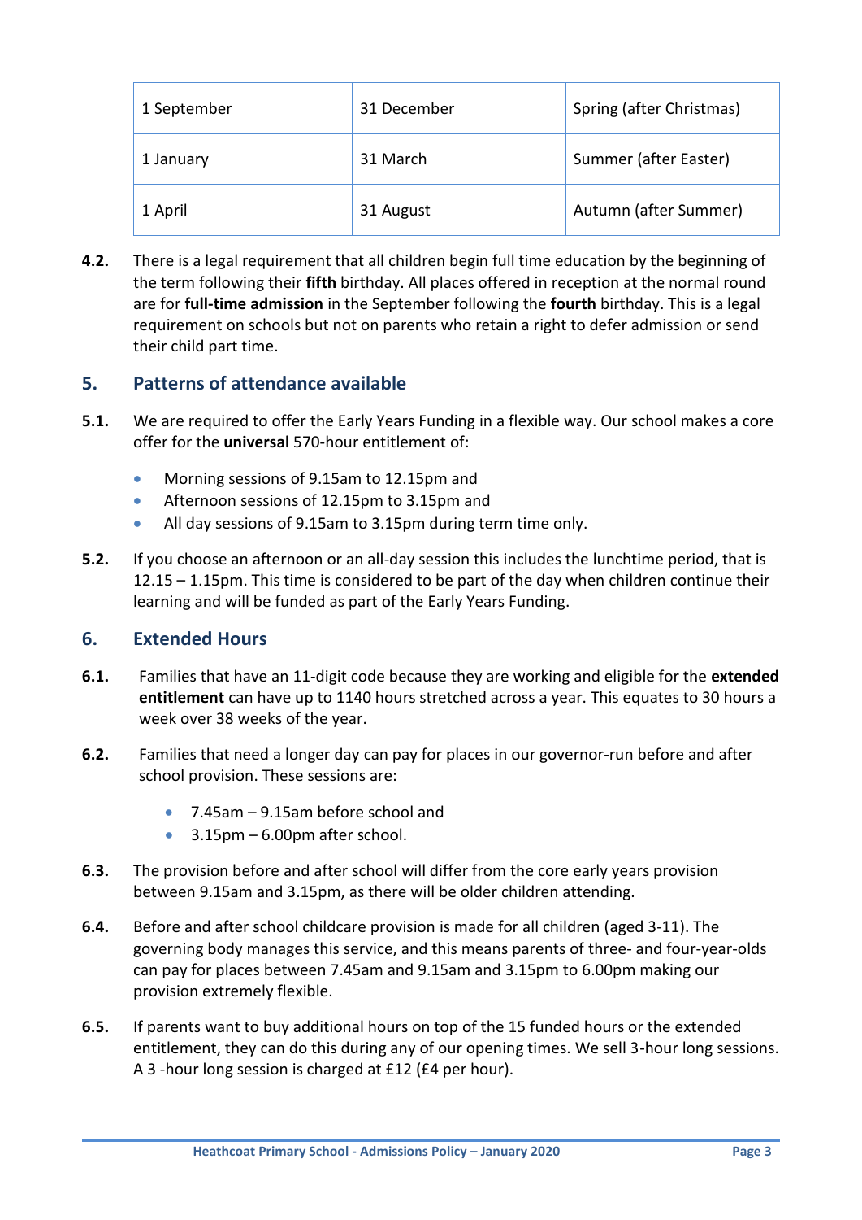| 1 September | 31 December | Spring (after Christmas) |
|---|---|---|
| 1 January | 31 March | Summer (after Easter) |
| 1 April | 31 August | Autumn (after Summer) |

**4.2.** There is a legal requirement that all children begin full time education by the beginning of the term following their **fifth** birthday. All places offered in reception at the normal round are for **full-time admission** in the September following the **fourth** birthday. This is a legal requirement on schools but not on parents who retain a right to defer admission or send their child part time.

## 5. Patterns of attendance available

**5.1.** We are required to offer the Early Years Funding in a flexible way. Our school makes a core offer for the **universal** 570-hour entitlement of:

- Morning sessions of 9.15am to 12.15pm and
- Afternoon sessions of 12.15pm to 3.15pm and
- All day sessions of 9.15am to 3.15pm during term time only.

**5.2.** If you choose an afternoon or an all-day session this includes the lunchtime period, that is 12.15 – 1.15pm. This time is considered to be part of the day when children continue their learning and will be funded as part of the Early Years Funding.

## 6. Extended Hours

**6.1.** Families that have an 11-digit code because they are working and eligible for the **extended entitlement** can have up to 1140 hours stretched across a year. This equates to 30 hours a week over 38 weeks of the year.

**6.2.** Families that need a longer day can pay for places in our governor-run before and after school provision. These sessions are:

- 7.45am – 9.15am before school and
- 3.15pm – 6.00pm after school.

**6.3.** The provision before and after school will differ from the core early years provision between 9.15am and 3.15pm, as there will be older children attending.

**6.4.** Before and after school childcare provision is made for all children (aged 3-11). The governing body manages this service, and this means parents of three- and four-year-olds can pay for places between 7.45am and 9.15am and 3.15pm to 6.00pm making our provision extremely flexible.

**6.5.** If parents want to buy additional hours on top of the 15 funded hours or the extended entitlement, they can do this during any of our opening times. We sell 3-hour long sessions. A 3 -hour long session is charged at £12 (£4 per hour).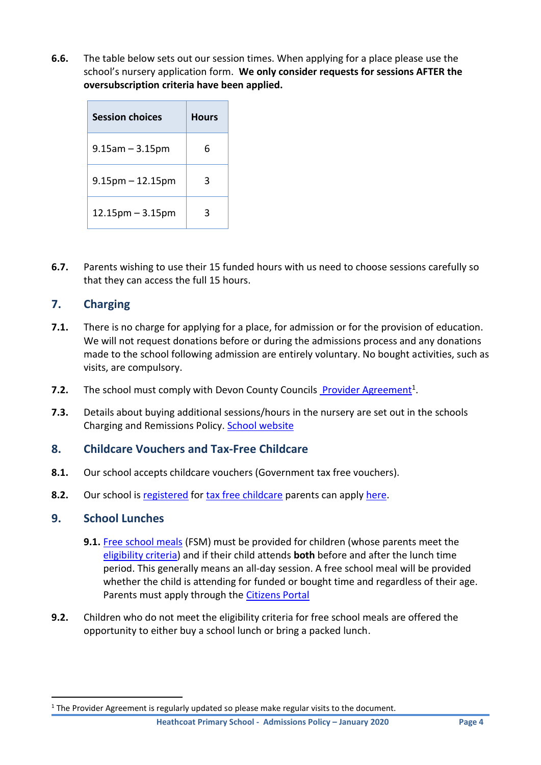**6.6.** The table below sets out our session times. When applying for a place please use the school's nursery application form. **We only consider requests for sessions AFTER the oversubscription criteria have been applied.**

| Session choices | Hours |
|---|---|
| 9.15am – 3.15pm | 6 |
| 9.15pm – 12.15pm | 3 |
| 12.15pm – 3.15pm | 3 |

**6.7.** Parents wishing to use their 15 funded hours with us need to choose sessions carefully so that they can access the full 15 hours.

## 7. Charging

**7.1.** There is no charge for applying for a place, for admission or for the provision of education. We will not request donations before or during the admissions process and any donations made to the school following admission are entirely voluntary. No bought activities, such as visits, are compulsory.

**7.2.** The school must comply with Devon County Councils Provider Agreement[1].

**7.3.** Details about buying additional sessions/hours in the nursery are set out in the schools Charging and Remissions Policy. School website

## 8. Childcare Vouchers and Tax-Free Childcare

**8.1.** Our school accepts childcare vouchers (Government tax free vouchers).

**8.2.** Our school is registered for tax free childcare parents can apply here.

## 9. School Lunches

**9.1.** Free school meals (FSM) must be provided for children (whose parents meet the eligibility criteria) and if their child attends **both** before and after the lunch time period. This generally means an all-day session. A free school meal will be provided whether the child is attending for funded or bought time and regardless of their age. Parents must apply through the Citizens Portal

**9.2.** Children who do not meet the eligibility criteria for free school meals are offered the opportunity to either buy a school lunch or bring a packed lunch.

[1] The Provider Agreement is regularly updated so please make regular visits to the document.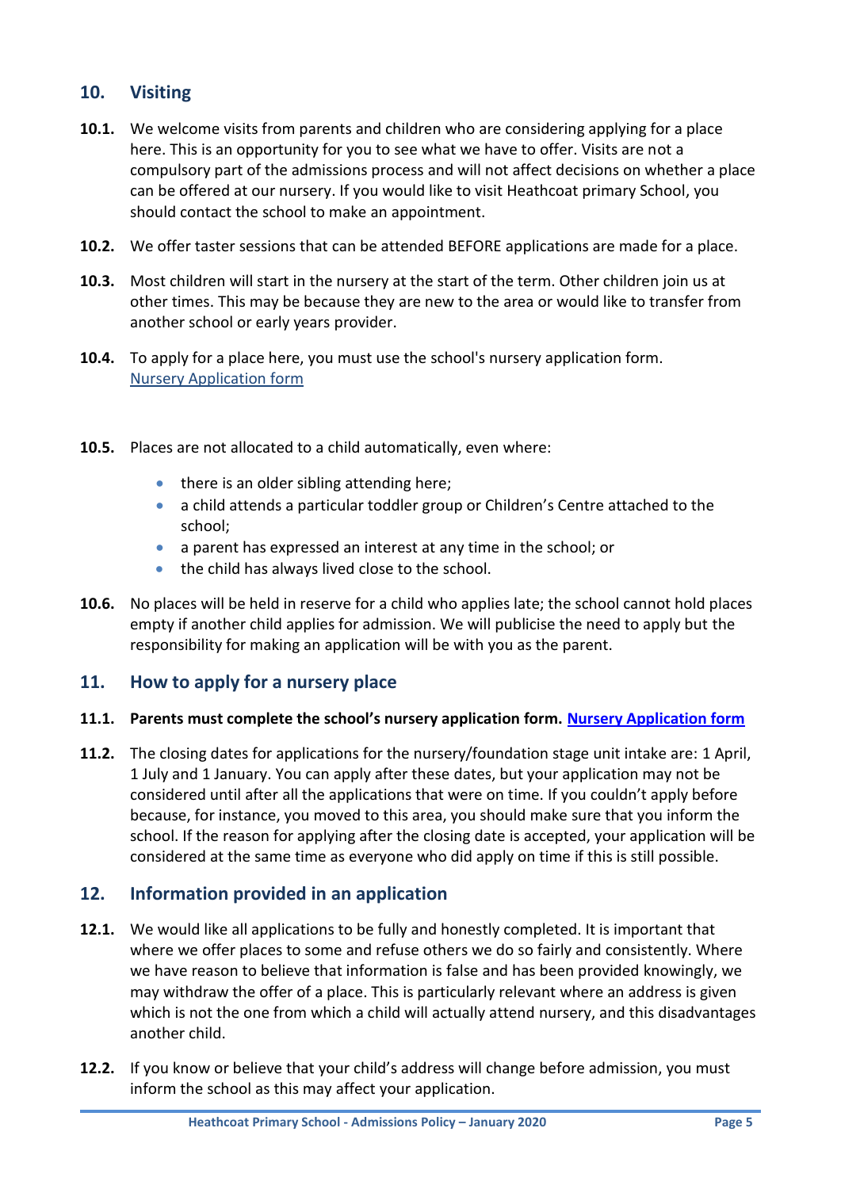## 10. Visiting

**10.1.** We welcome visits from parents and children who are considering applying for a place here. This is an opportunity for you to see what we have to offer. Visits are not a compulsory part of the admissions process and will not affect decisions on whether a place can be offered at our nursery. If you would like to visit Heathcoat primary School, you should contact the school to make an appointment.

**10.2.** We offer taster sessions that can be attended BEFORE applications are made for a place.

**10.3.** Most children will start in the nursery at the start of the term. Other children join us at other times. This may be because they are new to the area or would like to transfer from another school or early years provider.

**10.4.** To apply for a place here, you must use the school's nursery application form. Nursery Application form

**10.5.** Places are not allocated to a child automatically, even where:

- there is an older sibling attending here;
- a child attends a particular toddler group or Children's Centre attached to the school;
- a parent has expressed an interest at any time in the school; or
- the child has always lived close to the school.

**10.6.** No places will be held in reserve for a child who applies late; the school cannot hold places empty if another child applies for admission. We will publicise the need to apply but the responsibility for making an application will be with you as the parent.

## 11. How to apply for a nursery place

**11.1.** **Parents must complete the school's nursery application form. Nursery Application form**

**11.2.** The closing dates for applications for the nursery/foundation stage unit intake are: 1 April, 1 July and 1 January. You can apply after these dates, but your application may not be considered until after all the applications that were on time. If you couldn't apply before because, for instance, you moved to this area, you should make sure that you inform the school. If the reason for applying after the closing date is accepted, your application will be considered at the same time as everyone who did apply on time if this is still possible.

## 12. Information provided in an application

**12.1.** We would like all applications to be fully and honestly completed. It is important that where we offer places to some and refuse others we do so fairly and consistently. Where we have reason to believe that information is false and has been provided knowingly, we may withdraw the offer of a place. This is particularly relevant where an address is given which is not the one from which a child will actually attend nursery, and this disadvantages another child.

**12.2.** If you know or believe that your child's address will change before admission, you must inform the school as this may affect your application.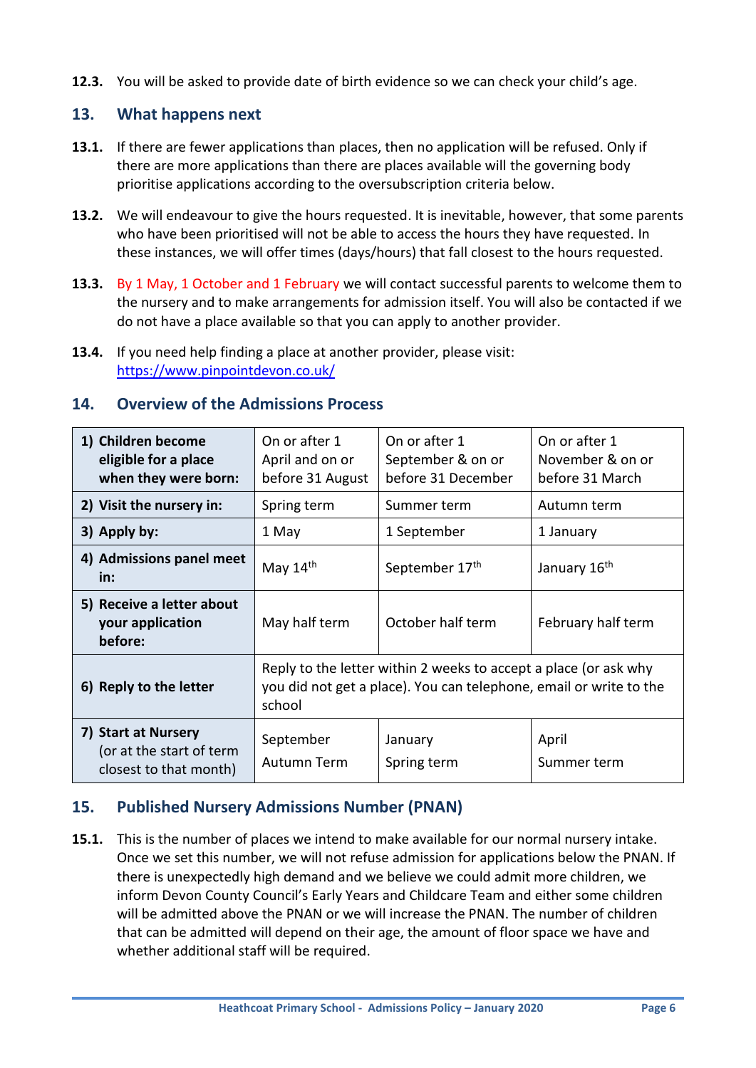**12.3.** You will be asked to provide date of birth evidence so we can check your child's age.

## 13. What happens next

**13.1.** If there are fewer applications than places, then no application will be refused. Only if there are more applications than there are places available will the governing body prioritise applications according to the oversubscription criteria below.

**13.2.** We will endeavour to give the hours requested. It is inevitable, however, that some parents who have been prioritised will not be able to access the hours they have requested. In these instances, we will offer times (days/hours) that fall closest to the hours requested.

**13.3.** By 1 May, 1 October and 1 February we will contact successful parents to welcome them to the nursery and to make arrangements for admission itself. You will also be contacted if we do not have a place available so that you can apply to another provider.

**13.4.** If you need help finding a place at another provider, please visit: https://www.pinpointdevon.co.uk/

## 14. Overview of the Admissions Process

| **1) Children become eligible for a place when they were born:** | On or after 1 April and on or before 31 August | On or after 1 September & on or before 31 December | On or after 1 November & on or before 31 March |
|---|---|---|---|
| **2) Visit the nursery in:** | Spring term | Summer term | Autumn term |
| **3) Apply by:** | 1 May | 1 September | 1 January |
| **4) Admissions panel meet in:** | May 14th | September 17th | January 16th |
| **5) Receive a letter about your application before:** | May half term | October half term | February half term |
| **6) Reply to the letter** | Reply to the letter within 2 weeks to accept a place (or ask why you did not get a place). You can telephone, email or write to the school | | |
| **7) Start at Nursery** (or at the start of term closest to that month) | September Autumn Term | January Spring term | April Summer term |

## 15. Published Nursery Admissions Number (PNAN)

**15.1.** This is the number of places we intend to make available for our normal nursery intake. Once we set this number, we will not refuse admission for applications below the PNAN. If there is unexpectedly high demand and we believe we could admit more children, we inform Devon County Council's Early Years and Childcare Team and either some children will be admitted above the PNAN or we will increase the PNAN. The number of children that can be admitted will depend on their age, the amount of floor space we have and whether additional staff will be required.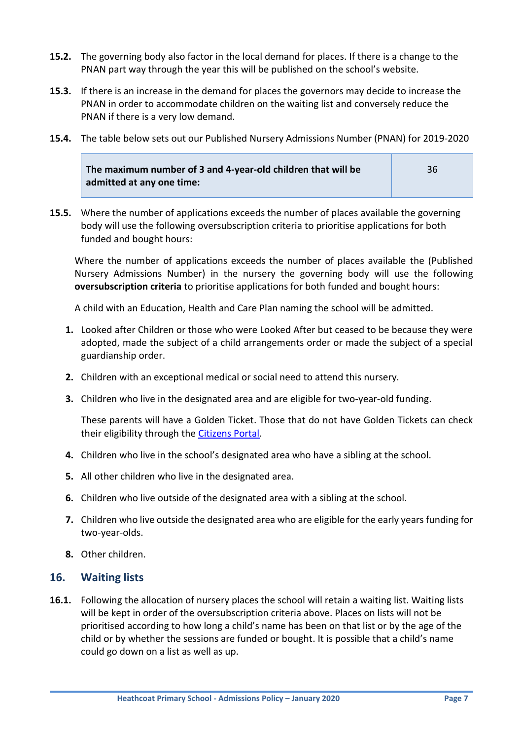**15.2.** The governing body also factor in the local demand for places. If there is a change to the PNAN part way through the year this will be published on the school's website.

**15.3.** If there is an increase in the demand for places the governors may decide to increase the PNAN in order to accommodate children on the waiting list and conversely reduce the PNAN if there is a very low demand.

**15.4.** The table below sets out our Published Nursery Admissions Number (PNAN) for 2019-2020

| **The maximum number of 3 and 4-year-old children that will be admitted at any one time:** | 36 |
|---|---|

**15.5.** Where the number of applications exceeds the number of places available the governing body will use the following oversubscription criteria to prioritise applications for both funded and bought hours:

Where the number of applications exceeds the number of places available the (Published Nursery Admissions Number) in the nursery the governing body will use the following **oversubscription criteria** to prioritise applications for both funded and bought hours:

A child with an Education, Health and Care Plan naming the school will be admitted.

1. Looked after Children or those who were Looked After but ceased to be because they were adopted, made the subject of a child arrangements order or made the subject of a special guardianship order.
2. Children with an exceptional medical or social need to attend this nursery.
3. Children who live in the designated area and are eligible for two-year-old funding.

   These parents will have a Golden Ticket. Those that do not have Golden Tickets can check their eligibility through the Citizens Portal.
4. Children who live in the school's designated area who have a sibling at the school.
5. All other children who live in the designated area.
6. Children who live outside of the designated area with a sibling at the school.
7. Children who live outside the designated area who are eligible for the early years funding for two-year-olds.
8. Other children.

## 16. Waiting lists

**16.1.** Following the allocation of nursery places the school will retain a waiting list. Waiting lists will be kept in order of the oversubscription criteria above. Places on lists will not be prioritised according to how long a child's name has been on that list or by the age of the child or by whether the sessions are funded or bought. It is possible that a child's name could go down on a list as well as up.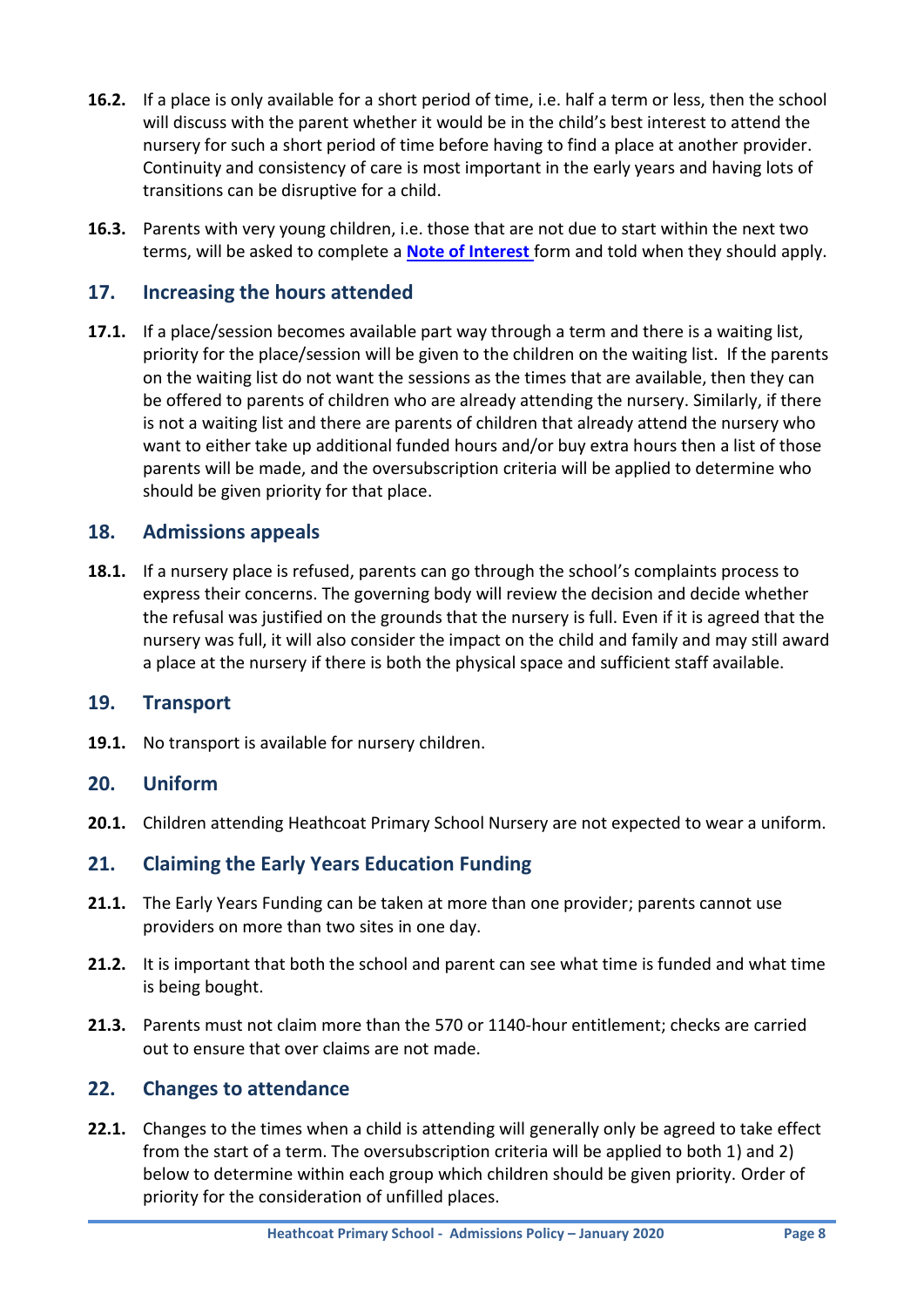**16.2.** If a place is only available for a short period of time, i.e. half a term or less, then the school will discuss with the parent whether it would be in the child's best interest to attend the nursery for such a short period of time before having to find a place at another provider. Continuity and consistency of care is most important in the early years and having lots of transitions can be disruptive for a child.

**16.3.** Parents with very young children, i.e. those that are not due to start within the next two terms, will be asked to complete a **Note of Interest** form and told when they should apply.

## 17. Increasing the hours attended

**17.1.** If a place/session becomes available part way through a term and there is a waiting list, priority for the place/session will be given to the children on the waiting list. If the parents on the waiting list do not want the sessions as the times that are available, then they can be offered to parents of children who are already attending the nursery. Similarly, if there is not a waiting list and there are parents of children that already attend the nursery who want to either take up additional funded hours and/or buy extra hours then a list of those parents will be made, and the oversubscription criteria will be applied to determine who should be given priority for that place.

## 18. Admissions appeals

**18.1.** If a nursery place is refused, parents can go through the school's complaints process to express their concerns. The governing body will review the decision and decide whether the refusal was justified on the grounds that the nursery is full. Even if it is agreed that the nursery was full, it will also consider the impact on the child and family and may still award a place at the nursery if there is both the physical space and sufficient staff available.

## 19. Transport

**19.1.** No transport is available for nursery children.

## 20. Uniform

**20.1.** Children attending Heathcoat Primary School Nursery are not expected to wear a uniform.

## 21. Claiming the Early Years Education Funding

**21.1.** The Early Years Funding can be taken at more than one provider; parents cannot use providers on more than two sites in one day.

**21.2.** It is important that both the school and parent can see what time is funded and what time is being bought.

**21.3.** Parents must not claim more than the 570 or 1140-hour entitlement; checks are carried out to ensure that over claims are not made.

## 22. Changes to attendance

**22.1.** Changes to the times when a child is attending will generally only be agreed to take effect from the start of a term. The oversubscription criteria will be applied to both 1) and 2) below to determine within each group which children should be given priority. Order of priority for the consideration of unfilled places.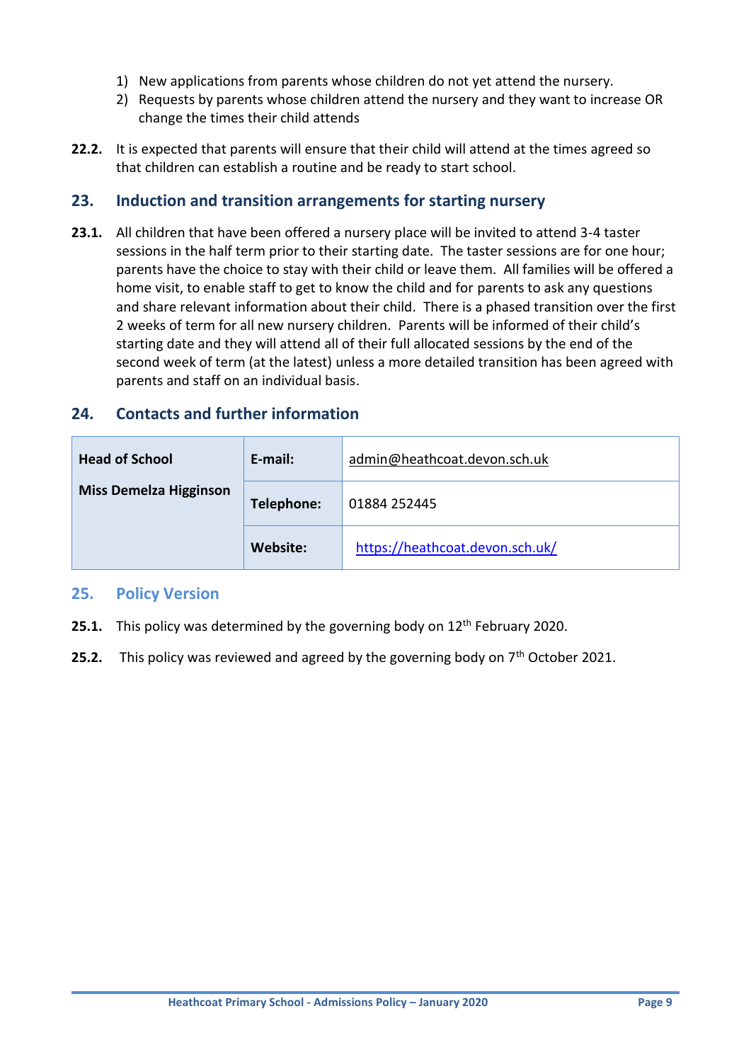1) New applications from parents whose children do not yet attend the nursery.
2) Requests by parents whose children attend the nursery and they want to increase OR change the times their child attends

**22.2.** It is expected that parents will ensure that their child will attend at the times agreed so that children can establish a routine and be ready to start school.

## 23. Induction and transition arrangements for starting nursery

**23.1.** All children that have been offered a nursery place will be invited to attend 3-4 taster sessions in the half term prior to their starting date. The taster sessions are for one hour; parents have the choice to stay with their child or leave them. All families will be offered a home visit, to enable staff to get to know the child and for parents to ask any questions and share relevant information about their child. There is a phased transition over the first 2 weeks of term for all new nursery children. Parents will be informed of their child's starting date and they will attend all of their full allocated sessions by the end of the second week of term (at the latest) unless a more detailed transition has been agreed with parents and staff on an individual basis.

## 24. Contacts and further information

| | | |
|---|---|---|
| **Head of School**<br>**Miss Demelza Higginson** | **E-mail:** | admin@heathcoat.devon.sch.uk |
| | **Telephone:** | 01884 252445 |
| | **Website:** | https://heathcoat.devon.sch.uk/ |

## 25. Policy Version

**25.1.** This policy was determined by the governing body on 12th February 2020.

**25.2.** This policy was reviewed and agreed by the governing body on 7th October 2021.